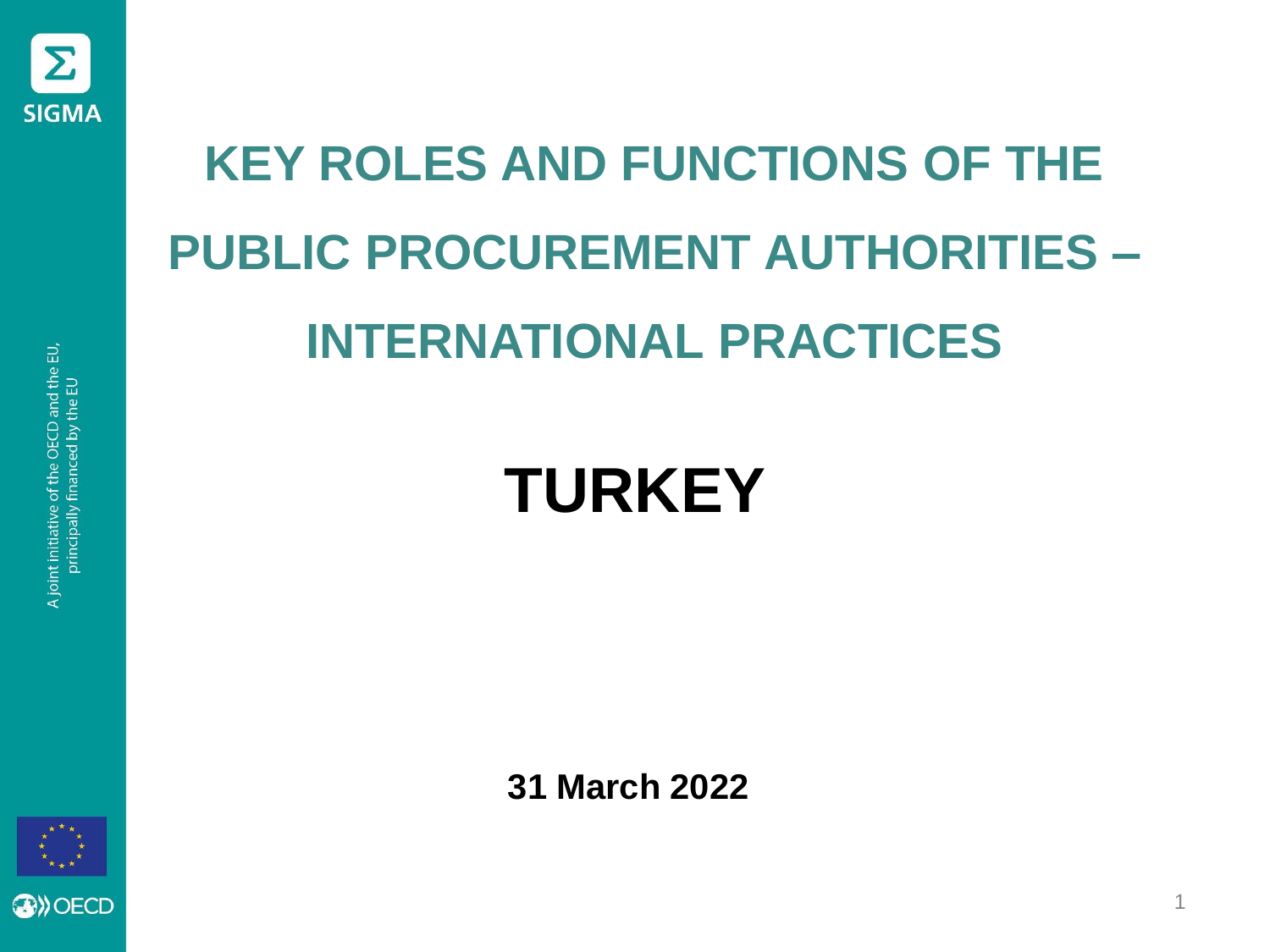SIGMA

A joint initiative of the OECD and the EU, principally financed by the EU

# KEY ROLES AND FUNCTIONS OF THE PUBLIC PROCUREMENT AUTHORITIES – INTERNATIONAL PRACTICES

# TURKEY

**31 March 2022**

OECD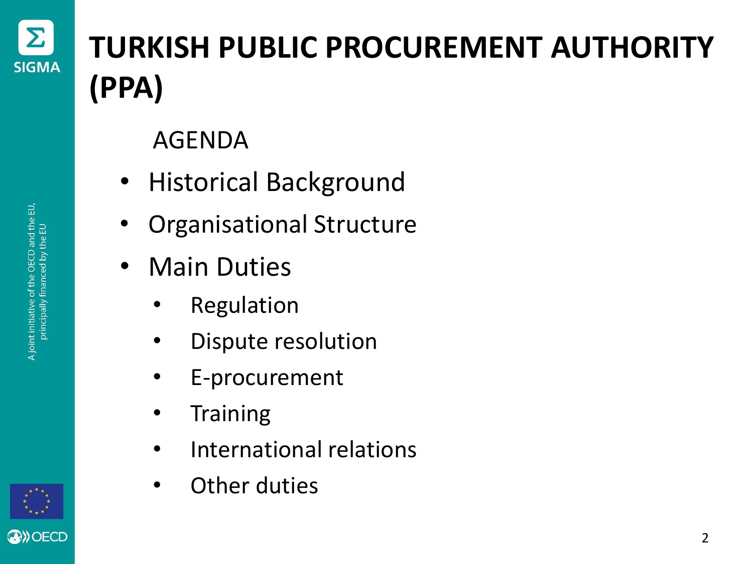# TURKISH PUBLIC PROCUREMENT AUTHORITY (PPA)

AGENDA

- Historical Background
- Organisational Structure
- Main Duties
  - Regulation
  - Dispute resolution
  - E-procurement
  - Training
  - International relations
  - Other duties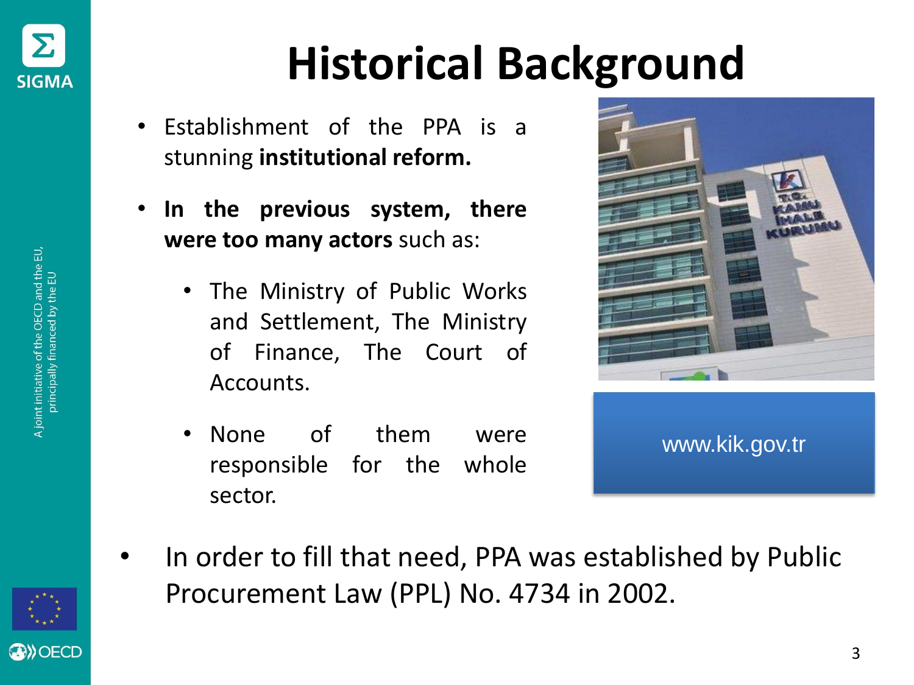# Historical Background

- Establishment of the PPA is a stunning **institutional reform.**
- **In the previous system, there were too many actors** such as:
  - The Ministry of Public Works and Settlement, The Ministry of Finance, The Court of Accounts.
  - None of them were responsible for the whole sector.

www.kik.gov.tr

- In order to fill that need, PPA was established by Public Procurement Law (PPL) No. 4734 in 2002.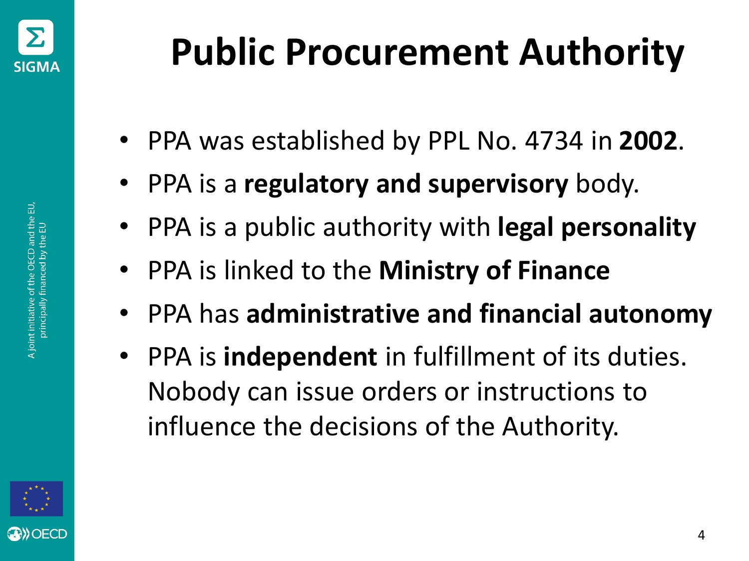# Public Procurement Authority

- PPA was established by PPL No. 4734 in **2002**.
- PPA is a **regulatory and supervisory** body.
- PPA is a public authority with **legal personality**
- PPA is linked to the **Ministry of Finance**
- PPA has **administrative and financial autonomy**
- PPA is **independent** in fulfillment of its duties. Nobody can issue orders or instructions to influence the decisions of the Authority.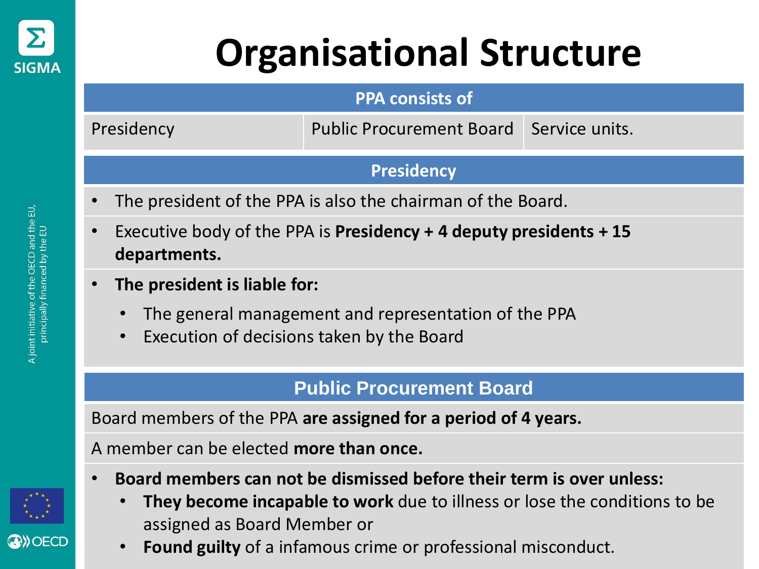# Organisational Structure

| PPA consists of | | |
|---|---|---|
| Presidency | Public Procurement Board | Service units. |

## Presidency

- The president of the PPA is also the chairman of the Board.
- Executive body of the PPA is **Presidency + 4 deputy presidents + 15 departments.**
- **The president is liable for:**
  - The general management and representation of the PPA
  - Execution of decisions taken by the Board

## Public Procurement Board

Board members of the PPA **are assigned for a period of 4 years.**

A member can be elected **more than once.**

- **Board members can not be dismissed before their term is over unless:**
  - **They become incapable to work** due to illness or lose the conditions to be assigned as Board Member or
  - **Found guilty** of a infamous crime or professional misconduct.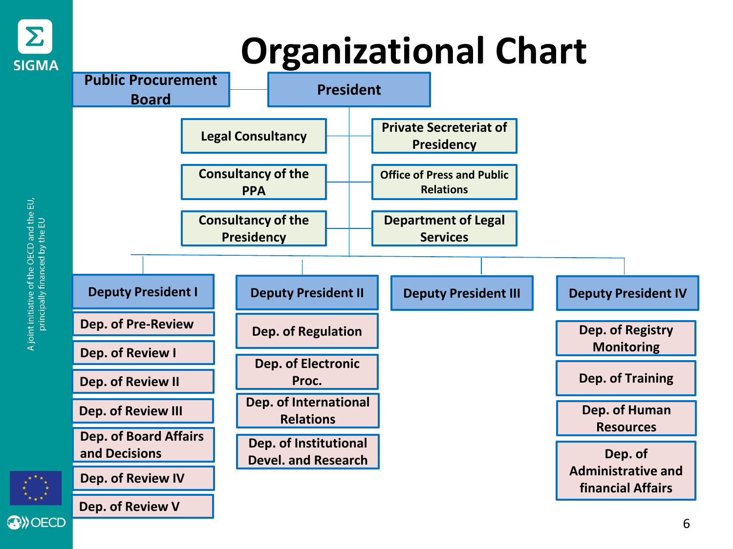# Organizational Chart

- **Public Procurement Board**
- **President**
  - Legal Consultancy
  - Private Secreteriat of Presidency
  - Consultancy of the PPA
  - Office of Press and Public Relations
  - Consultancy of the Presidency
  - Department of Legal Services
  - **Deputy President I**
    - Dep. of Pre-Review
    - Dep. of Review I
    - Dep. of Review II
    - Dep. of Review III
    - Dep. of Board Affairs and Decisions
    - Dep. of Review IV
    - Dep. of Review V
  - **Deputy President II**
    - Dep. of Regulation
    - Dep. of Electronic Proc.
    - Dep. of International Relations
    - Dep. of Institutional Devel. and Research
  - **Deputy President III**
  - **Deputy President IV**
    - Dep. of Registry Monitoring
    - Dep. of Training
    - Dep. of Human Resources
    - Dep. of Administrative and financial Affairs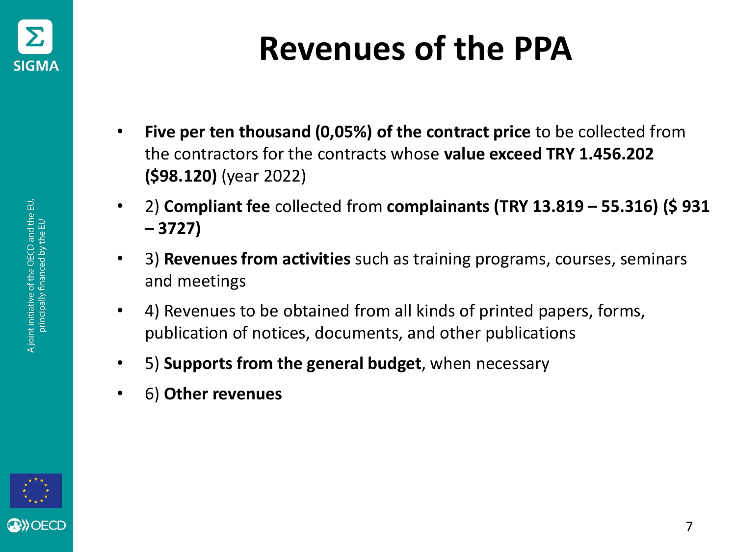# Revenues of the PPA

- **Five per ten thousand (0,05%) of the contract price** to be collected from the contractors for the contracts whose **value exceed TRY 1.456.202 ($98.120)** (year 2022)
- 2) **Compliant fee** collected from **complainants (TRY 13.819 – 55.316) ($ 931 – 3727)**
- 3) **Revenues from activities** such as training programs, courses, seminars and meetings
- 4) Revenues to be obtained from all kinds of printed papers, forms, publication of notices, documents, and other publications
- 5) **Supports from the general budget**, when necessary
- 6) **Other revenues**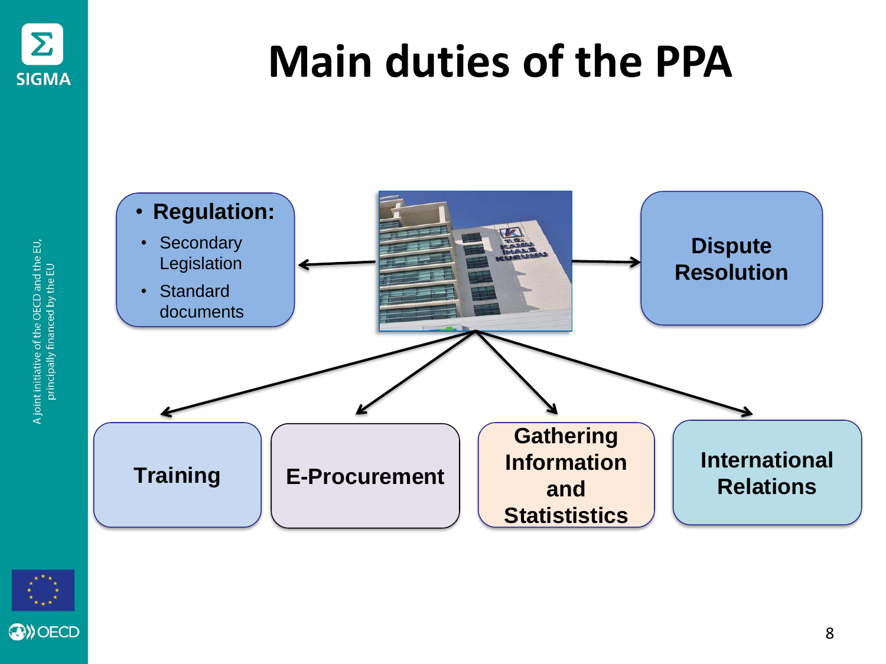# Main duties of the PPA

- **Regulation:**
  - Secondary Legislation
  - Standard documents

**Dispute Resolution**

**Training**

**E-Procurement**

**Gathering Information and Statististics**

**International Relations**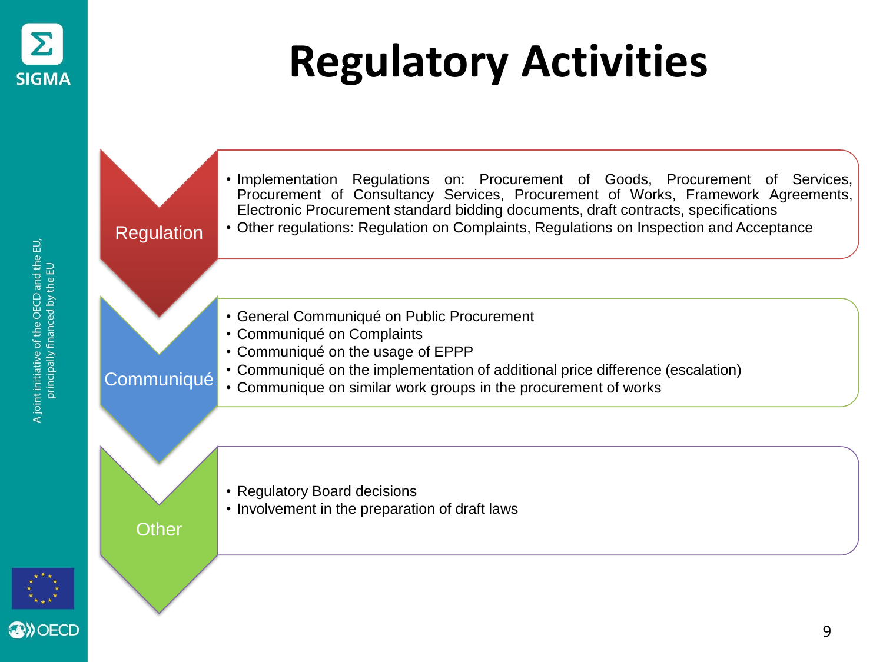# Regulatory Activities

## Regulation

- Implementation Regulations on: Procurement of Goods, Procurement of Services, Procurement of Consultancy Services, Procurement of Works, Framework Agreements, Electronic Procurement standard bidding documents, draft contracts, specifications
- Other regulations: Regulation on Complaints, Regulations on Inspection and Acceptance

## Communiqué

- General Communiqué on Public Procurement
- Communiqué on Complaints
- Communiqué on the usage of EPPP
- Communiqué on the implementation of additional price difference (escalation)
- Communique on similar work groups in the procurement of works

## Other

- Regulatory Board decisions
- Involvement in the preparation of draft laws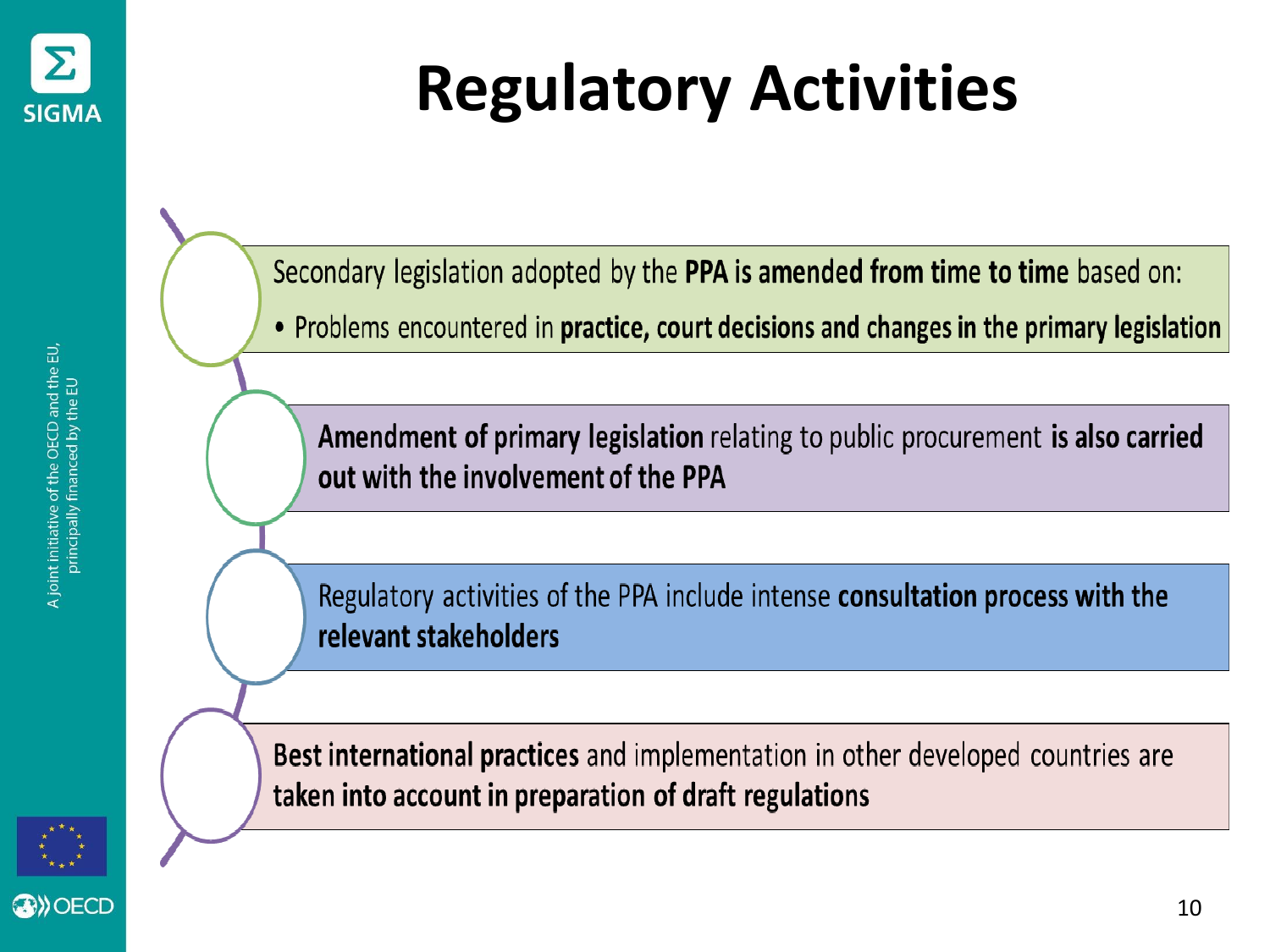# Regulatory Activities

Secondary legislation adopted by the **PPA is amended from time to time** based on:

- Problems encountered in **practice, court decisions and changes in the primary legislation**

**Amendment of primary legislation** relating to public procurement **is also carried out with the involvement of the PPA**

Regulatory activities of the PPA include intense **consultation process with the relevant stakeholders**

**Best international practices** and implementation in other developed countries are **taken into account in preparation of draft regulations**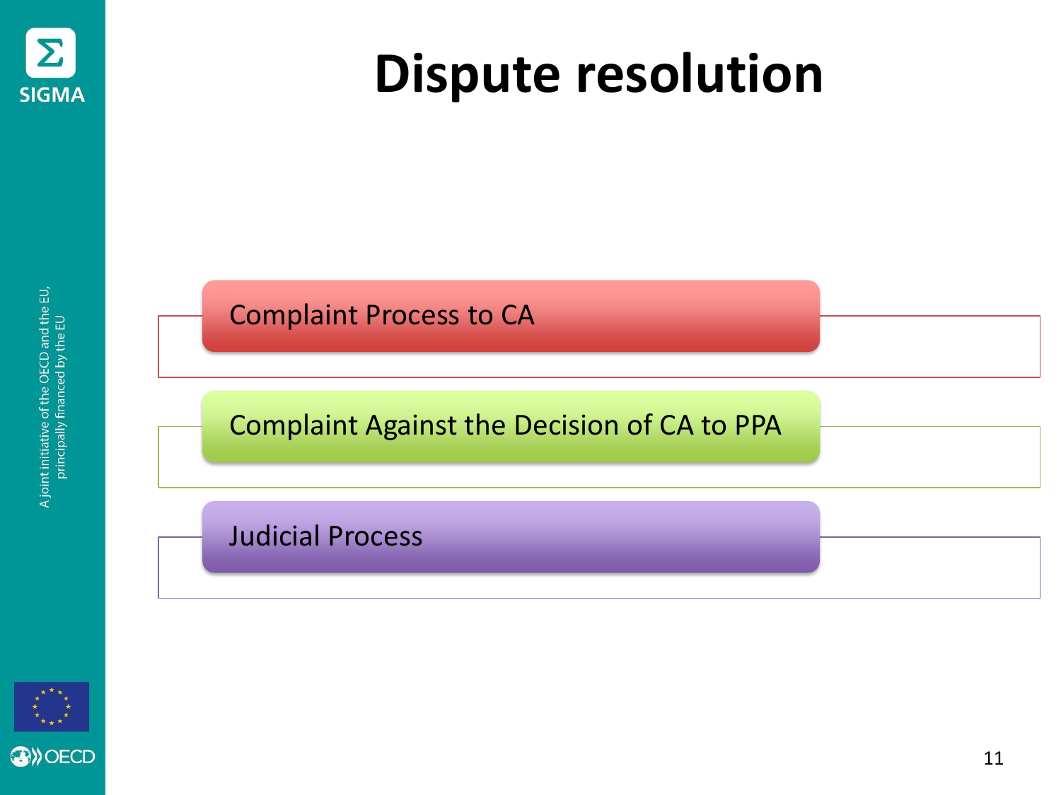# Dispute resolution

- Complaint Process to CA
- Complaint Against the Decision of CA to PPA
- Judicial Process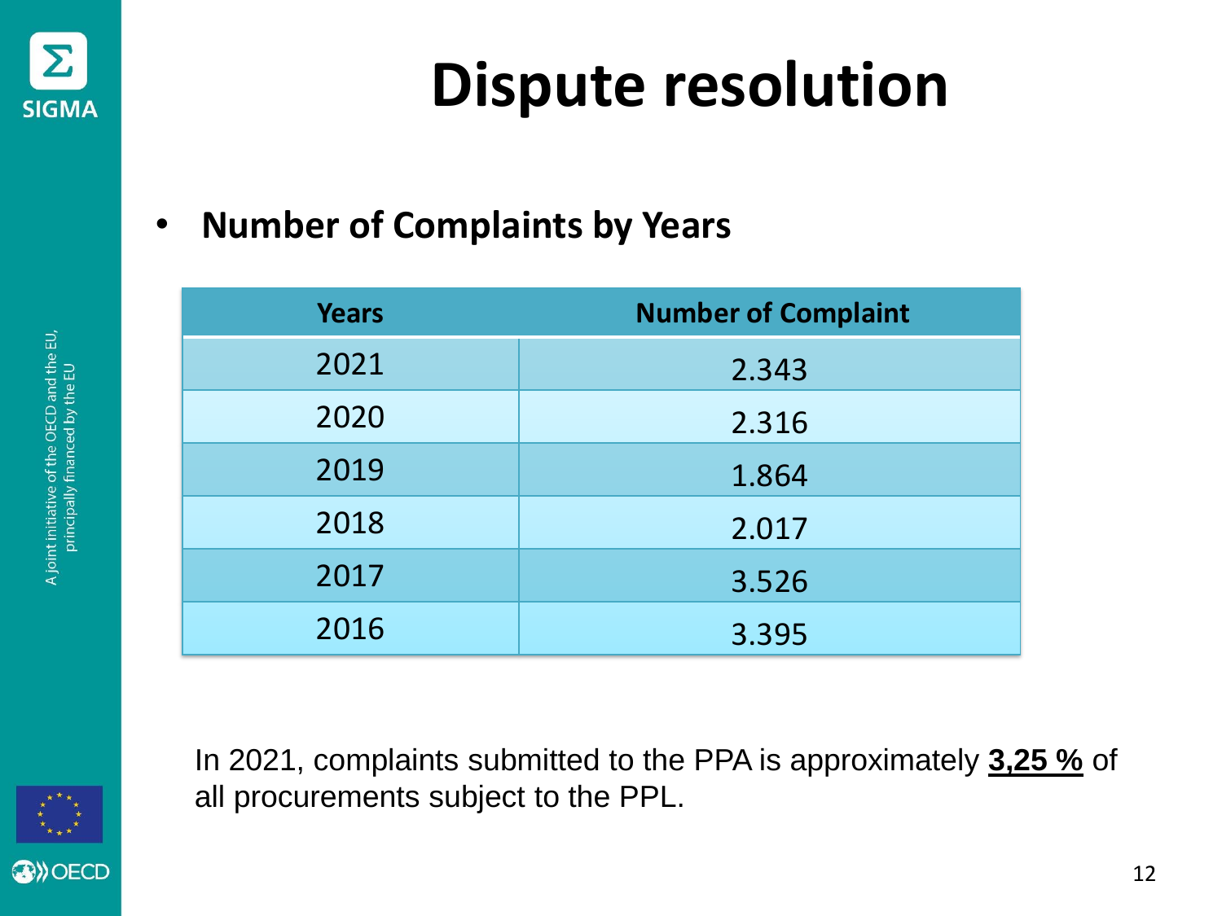# Dispute resolution

- **Number of Complaints by Years**

| Years | Number of Complaint |
|---|---|
| 2021 | 2.343 |
| 2020 | 2.316 |
| 2019 | 1.864 |
| 2018 | 2.017 |
| 2017 | 3.526 |
| 2016 | 3.395 |

In 2021, complaints submitted to the PPA is approximately **3,25 %** of all procurements subject to the PPL.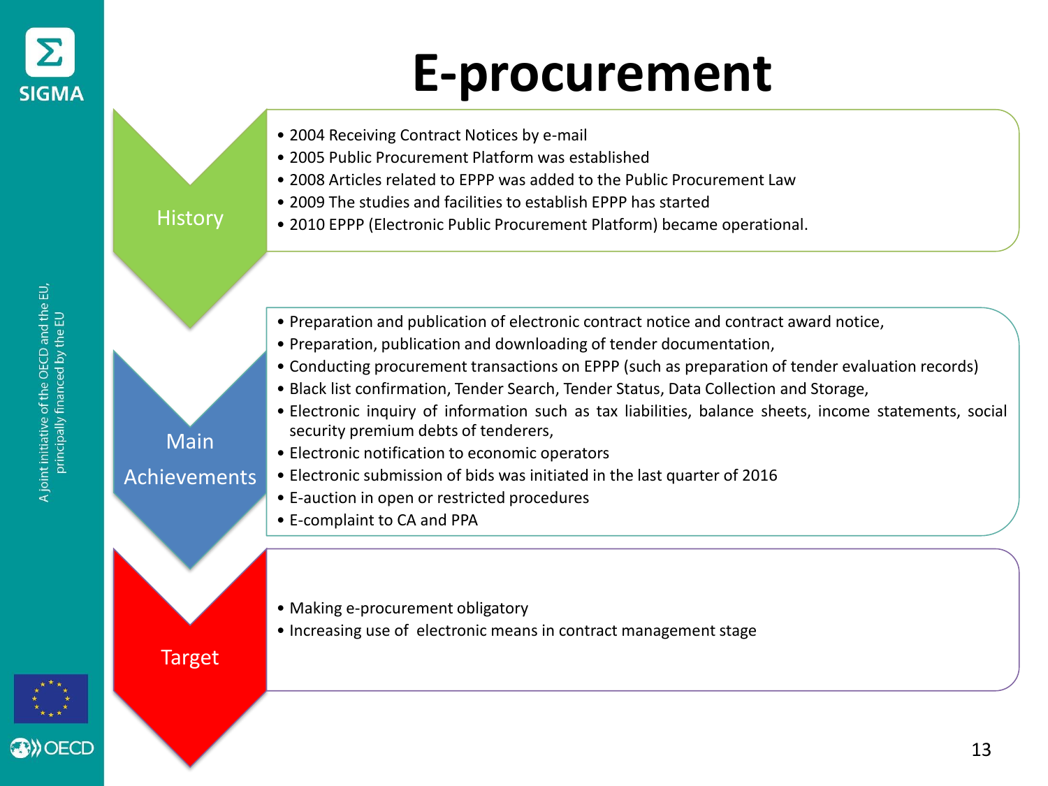# E-procurement

## History

- 2004 Receiving Contract Notices by e-mail
- 2005 Public Procurement Platform was established
- 2008 Articles related to EPPP was added to the Public Procurement Law
- 2009 The studies and facilities to establish EPPP has started
- 2010 EPPP (Electronic Public Procurement Platform) became operational.

## Main Achievements

- Preparation and publication of electronic contract notice and contract award notice,
- Preparation, publication and downloading of tender documentation,
- Conducting procurement transactions on EPPP (such as preparation of tender evaluation records)
- Black list confirmation, Tender Search, Tender Status, Data Collection and Storage,
- Electronic inquiry of information such as tax liabilities, balance sheets, income statements, social security premium debts of tenderers,
- Electronic notification to economic operators
- Electronic submission of bids was initiated in the last quarter of 2016
- E-auction in open or restricted procedures
- E-complaint to CA and PPA

## Target

- Making e-procurement obligatory
- Increasing use of electronic means in contract management stage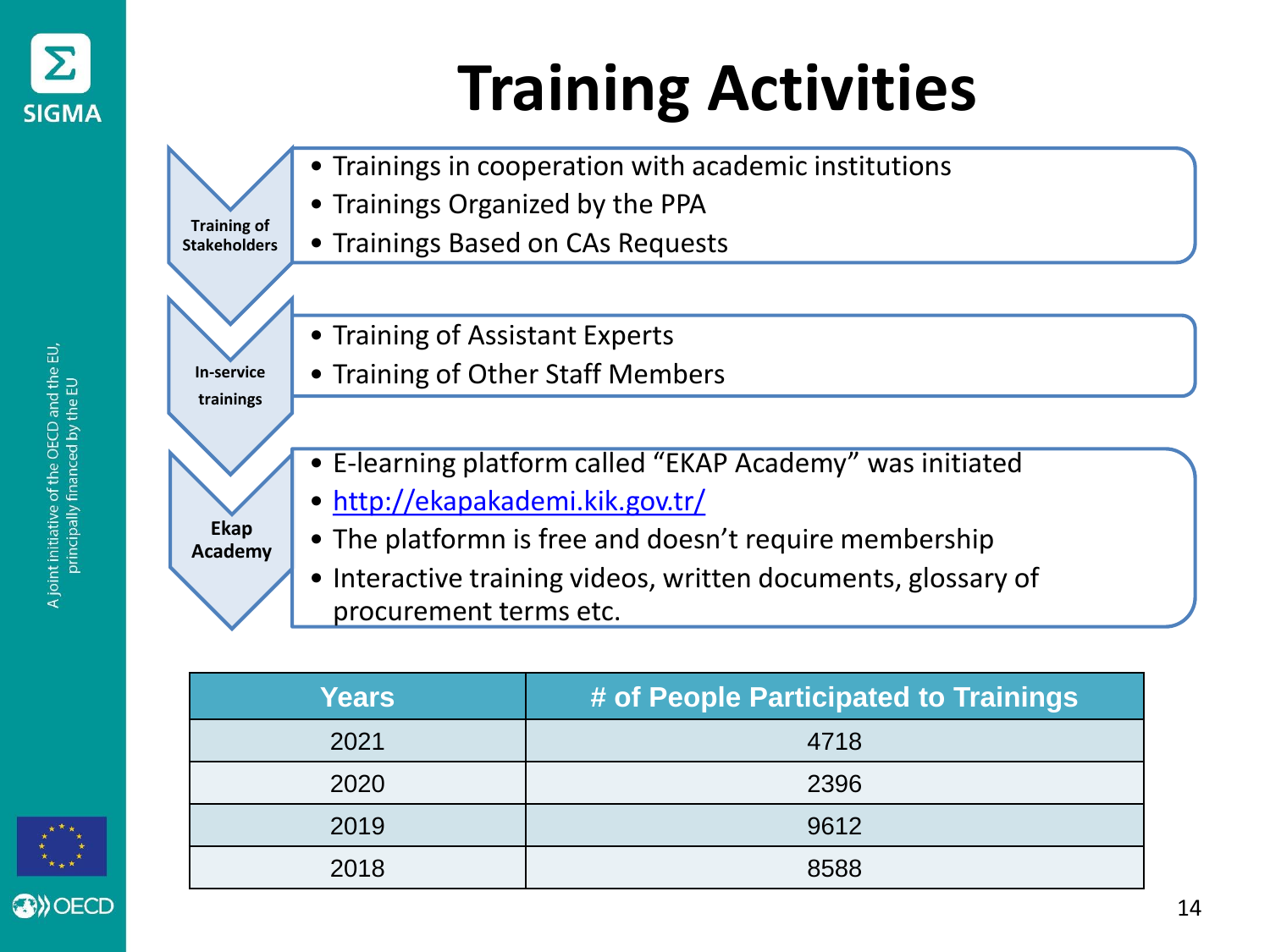# Training Activities

**Training of Stakeholders**

- Trainings in cooperation with academic institutions
- Trainings Organized by the PPA
- Trainings Based on CAs Requests

**In-service trainings**

- Training of Assistant Experts
- Training of Other Staff Members

**Ekap Academy**

- E-learning platform called "EKAP Academy" was initiated
- http://ekapakademi.kik.gov.tr/
- The platformn is free and doesn't require membership
- Interactive training videos, written documents, glossary of procurement terms etc.

| Years | # of People Participated to Trainings |
|---|---|
| 2021 | 4718 |
| 2020 | 2396 |
| 2019 | 9612 |
| 2018 | 8588 |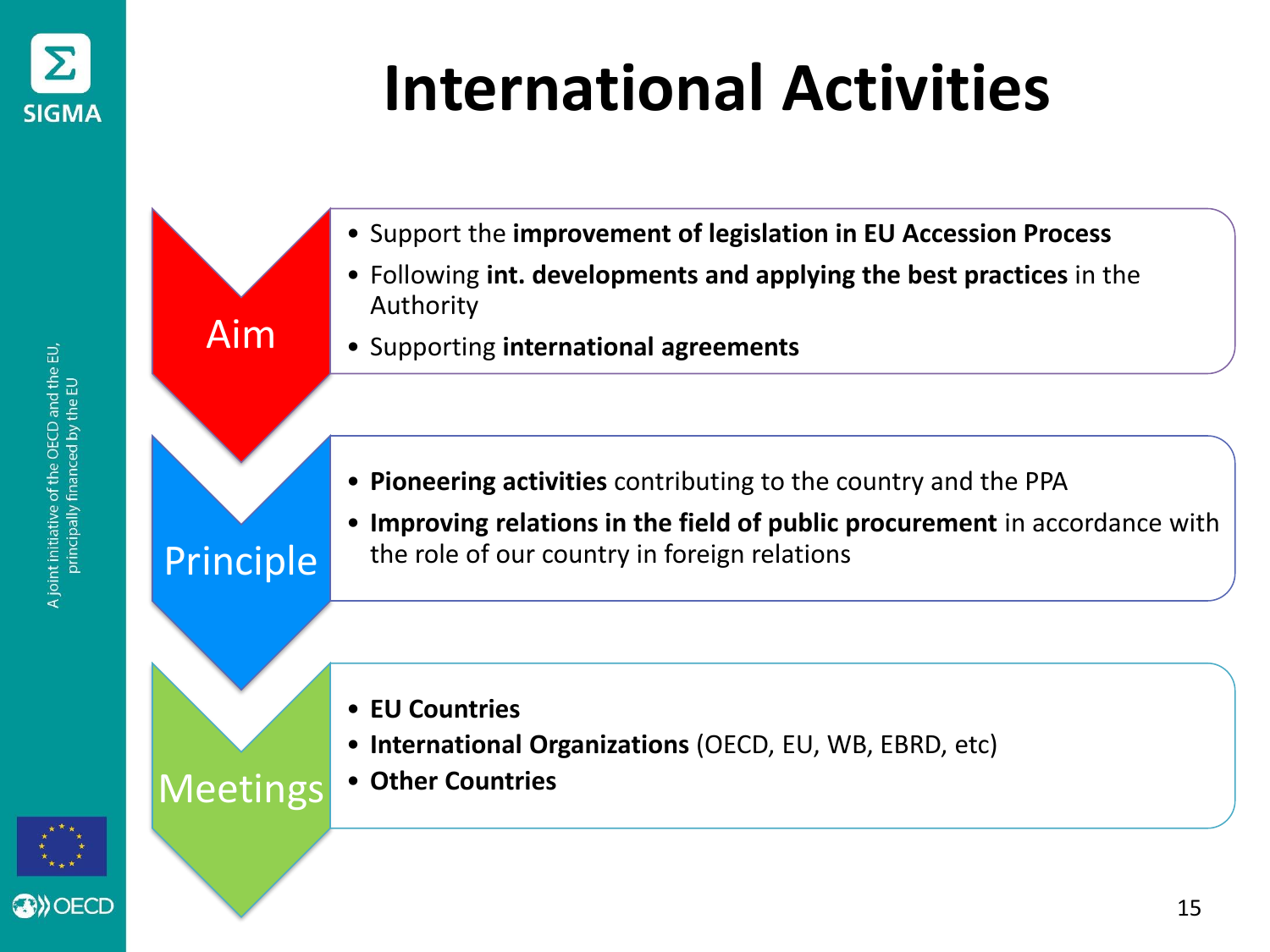# International Activities

## Aim

- Support the **improvement of legislation in EU Accession Process**
- Following **int. developments and applying the best practices** in the Authority
- Supporting **international agreements**

## Principle

- **Pioneering activities** contributing to the country and the PPA
- **Improving relations in the field of public procurement** in accordance with the role of our country in foreign relations

## Meetings

- **EU Countries**
- **International Organizations** (OECD, EU, WB, EBRD, etc)
- **Other Countries**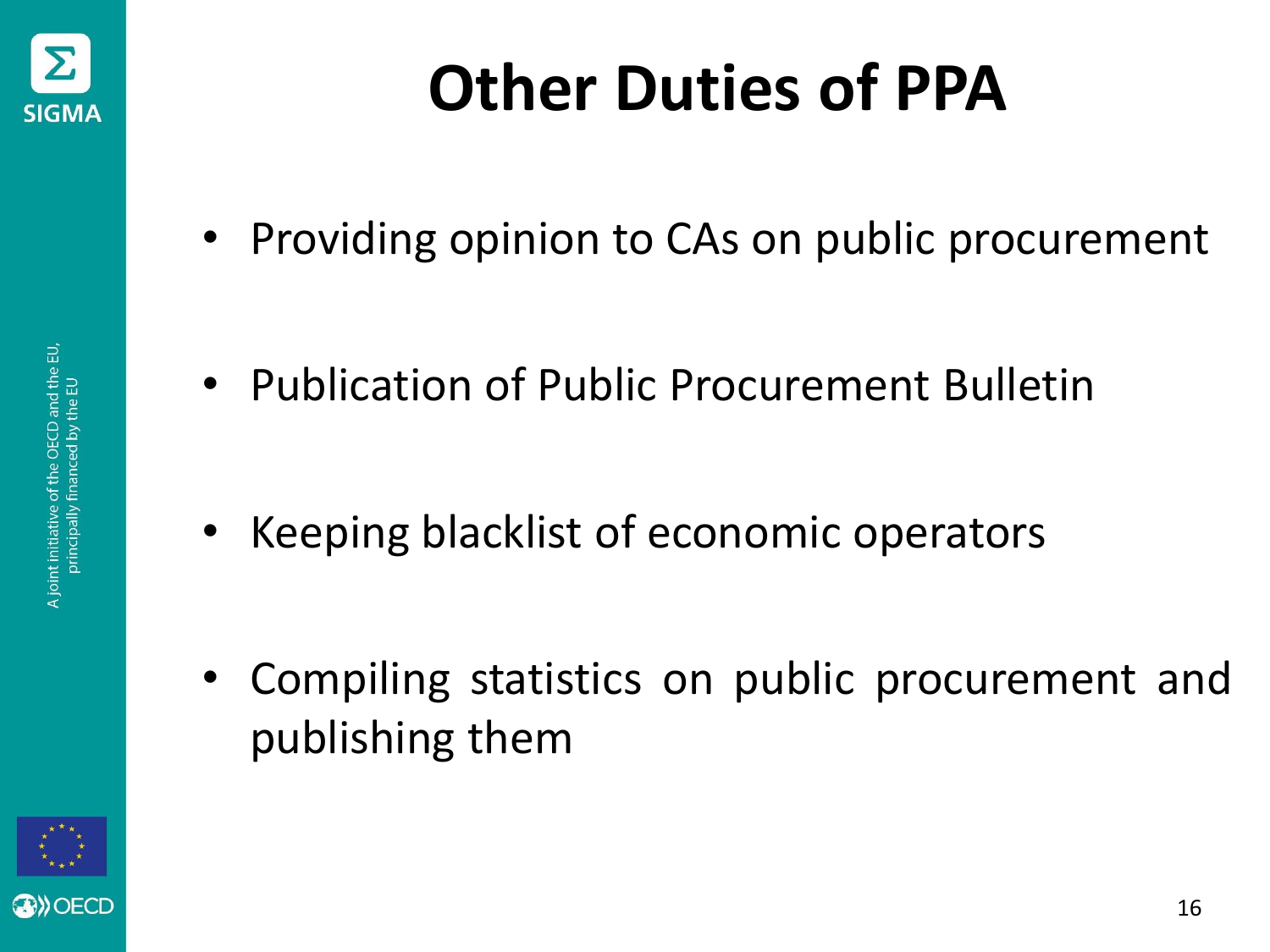# Other Duties of PPA

- Providing opinion to CAs on public procurement
- Publication of Public Procurement Bulletin
- Keeping blacklist of economic operators
- Compiling statistics on public procurement and publishing them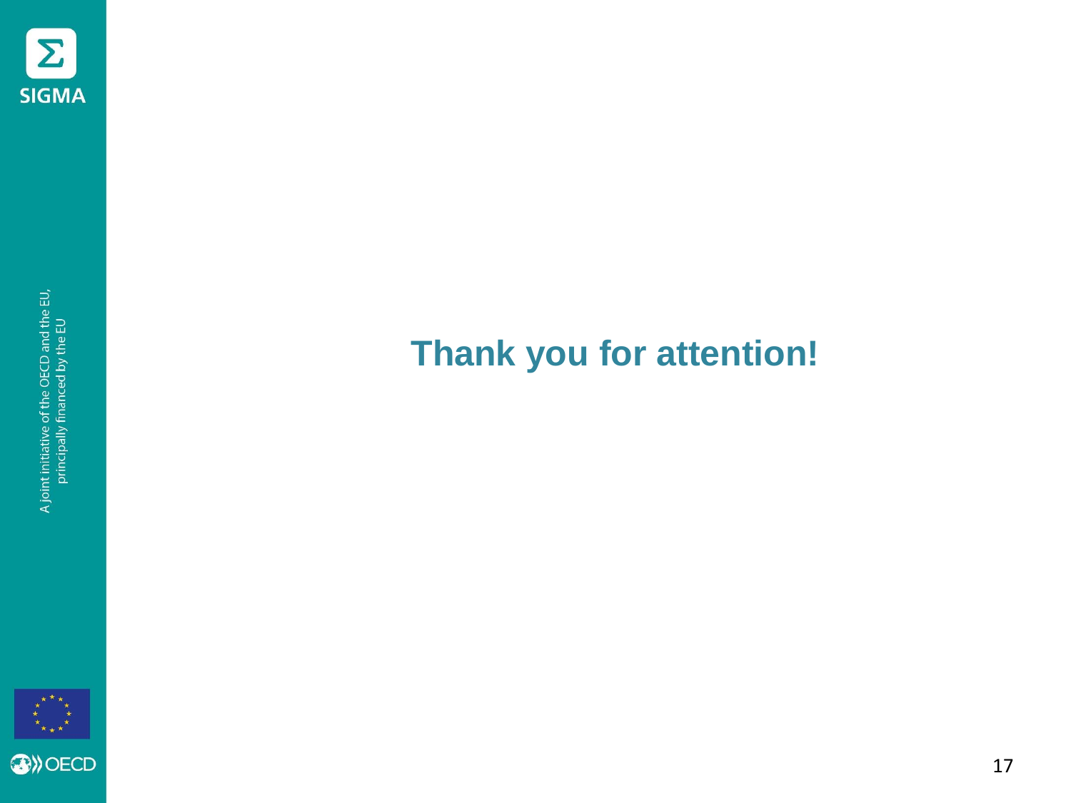SIGMA

A joint initiative of the OECD and the EU, principally financed by the EU

OECD

## Thank you for attention!